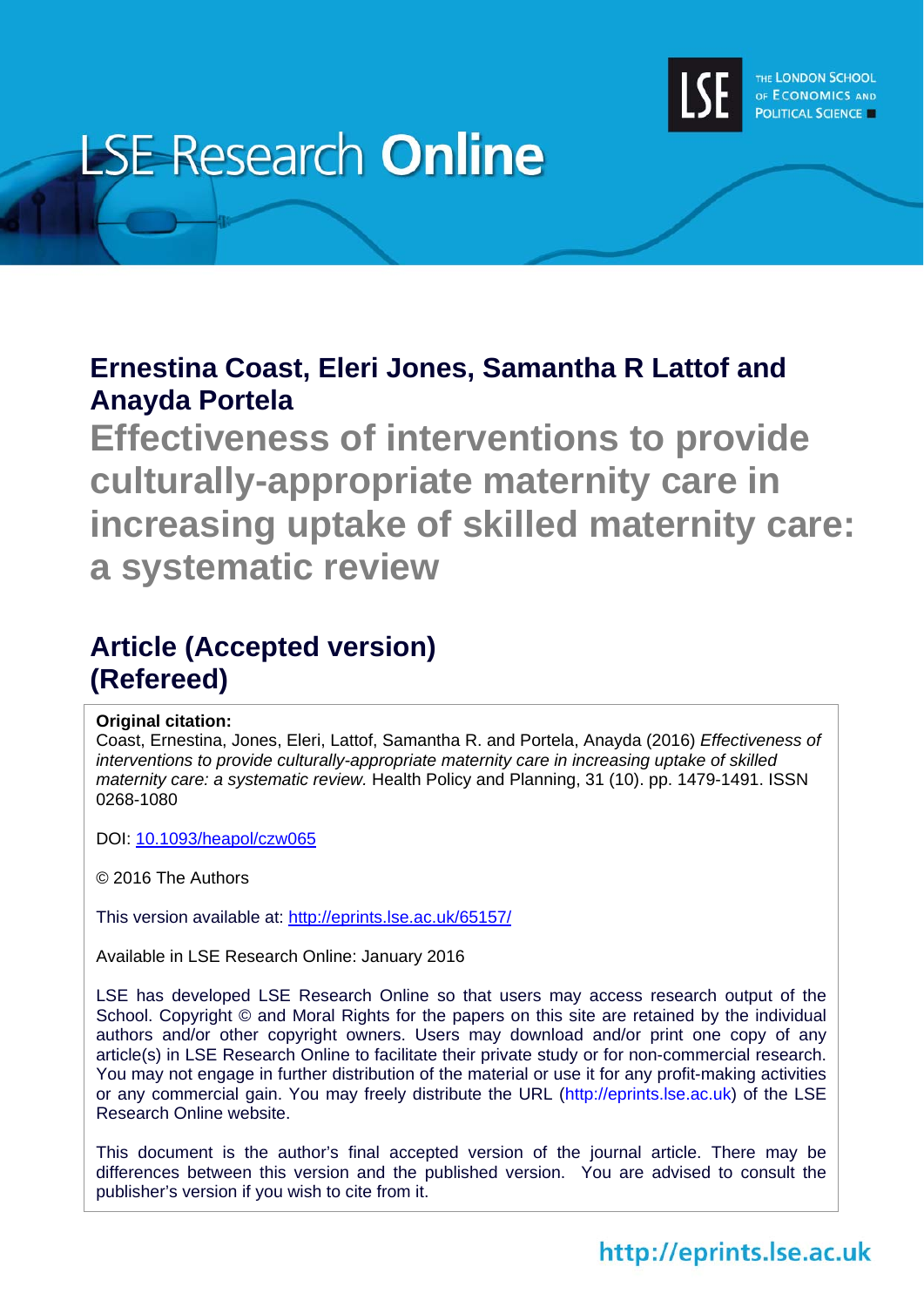LSE Research **Online**

THE LONDON SCHOOL OF ECONOMICS AND POLITICAL SCIENCE

## Ernestina Coast, Eleri Jones, Samantha R Lattof and Anayda Portela

# Effectiveness of interventions to provide culturally-appropriate maternity care in increasing uptake of skilled maternity care: a systematic review

## Article (Accepted version) (Refereed)

**Original citation:**
Coast, Ernestina, Jones, Eleri, Lattof, Samantha R. and Portela, Anayda (2016) *Effectiveness of interventions to provide culturally-appropriate maternity care in increasing uptake of skilled maternity care: a systematic review.* Health Policy and Planning, 31 (10). pp. 1479-1491. ISSN 0268-1080

DOI: 10.1093/heapol/czw065

© 2016 The Authors

This version available at: http://eprints.lse.ac.uk/65157/

Available in LSE Research Online: January 2016

LSE has developed LSE Research Online so that users may access research output of the School. Copyright © and Moral Rights for the papers on this site are retained by the individual authors and/or other copyright owners. Users may download and/or print one copy of any article(s) in LSE Research Online to facilitate their private study or for non-commercial research. You may not engage in further distribution of the material or use it for any profit-making activities or any commercial gain. You may freely distribute the URL (http://eprints.lse.ac.uk) of the LSE Research Online website.

This document is the author's final accepted version of the journal article. There may be differences between this version and the published version. You are advised to consult the publisher's version if you wish to cite from it.

http://eprints.lse.ac.uk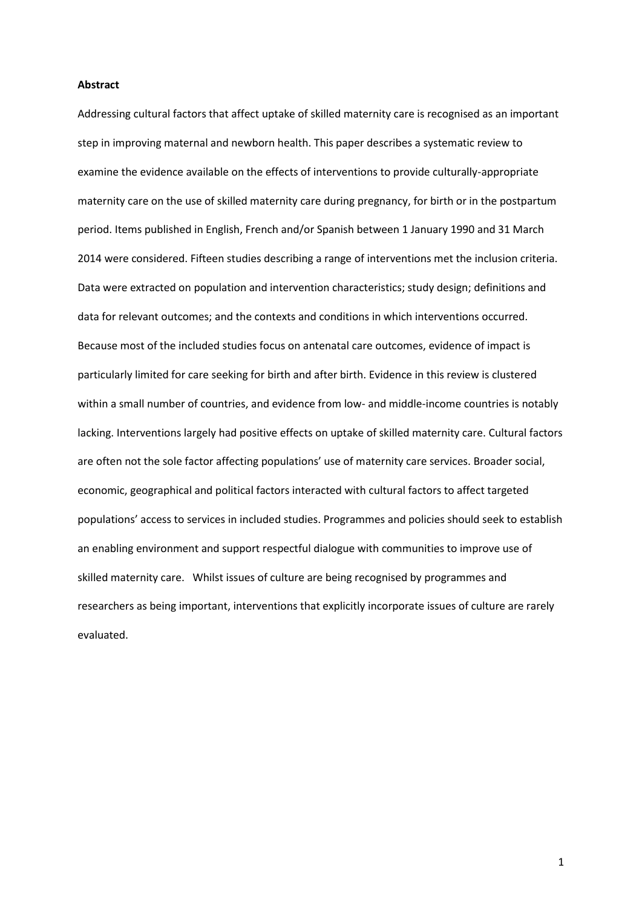**Abstract**

Addressing cultural factors that affect uptake of skilled maternity care is recognised as an important step in improving maternal and newborn health. This paper describes a systematic review to examine the evidence available on the effects of interventions to provide culturally-appropriate maternity care on the use of skilled maternity care during pregnancy, for birth or in the postpartum period. Items published in English, French and/or Spanish between 1 January 1990 and 31 March 2014 were considered. Fifteen studies describing a range of interventions met the inclusion criteria. Data were extracted on population and intervention characteristics; study design; definitions and data for relevant outcomes; and the contexts and conditions in which interventions occurred. Because most of the included studies focus on antenatal care outcomes, evidence of impact is particularly limited for care seeking for birth and after birth. Evidence in this review is clustered within a small number of countries, and evidence from low- and middle-income countries is notably lacking. Interventions largely had positive effects on uptake of skilled maternity care. Cultural factors are often not the sole factor affecting populations' use of maternity care services. Broader social, economic, geographical and political factors interacted with cultural factors to affect targeted populations' access to services in included studies. Programmes and policies should seek to establish an enabling environment and support respectful dialogue with communities to improve use of skilled maternity care. Whilst issues of culture are being recognised by programmes and researchers as being important, interventions that explicitly incorporate issues of culture are rarely evaluated.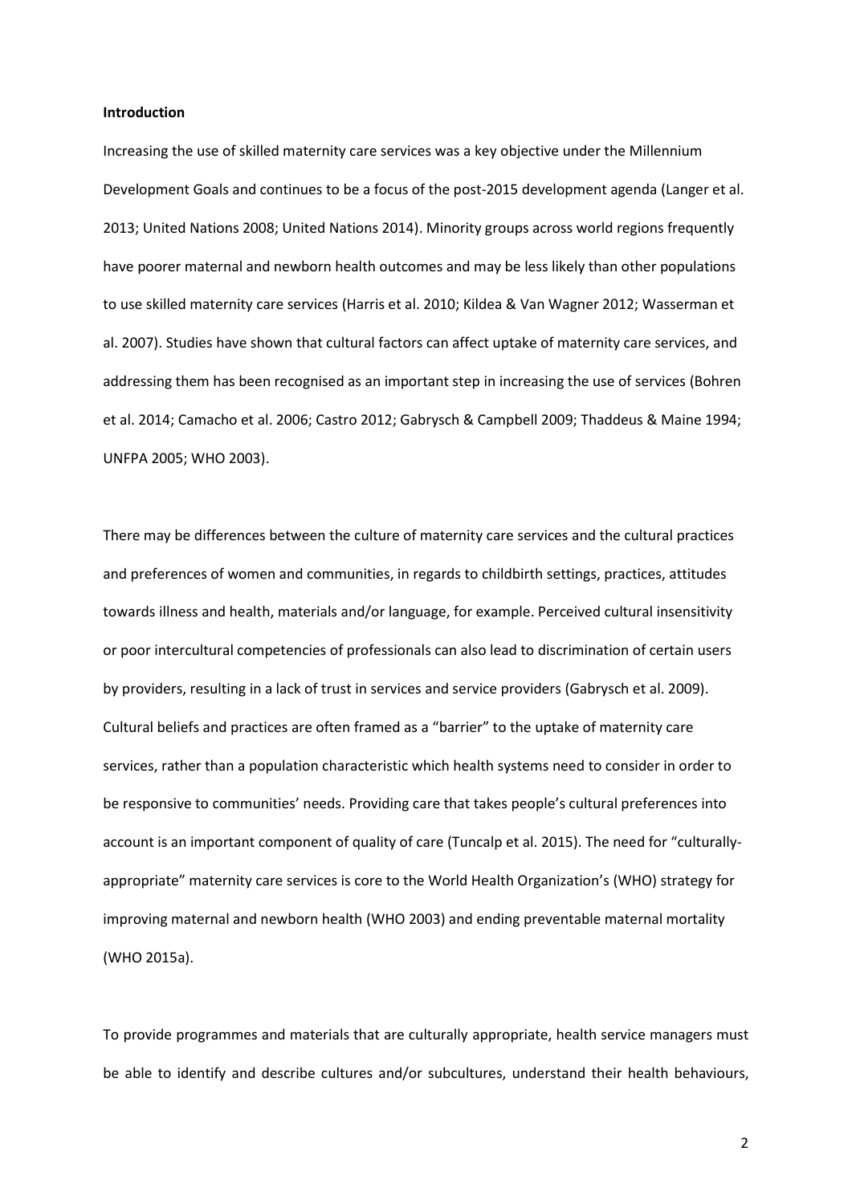**Introduction**

Increasing the use of skilled maternity care services was a key objective under the Millennium Development Goals and continues to be a focus of the post-2015 development agenda (Langer et al. 2013; United Nations 2008; United Nations 2014). Minority groups across world regions frequently have poorer maternal and newborn health outcomes and may be less likely than other populations to use skilled maternity care services (Harris et al. 2010; Kildea & Van Wagner 2012; Wasserman et al. 2007). Studies have shown that cultural factors can affect uptake of maternity care services, and addressing them has been recognised as an important step in increasing the use of services (Bohren et al. 2014; Camacho et al. 2006; Castro 2012; Gabrysch & Campbell 2009; Thaddeus & Maine 1994; UNFPA 2005; WHO 2003).

There may be differences between the culture of maternity care services and the cultural practices and preferences of women and communities, in regards to childbirth settings, practices, attitudes towards illness and health, materials and/or language, for example. Perceived cultural insensitivity or poor intercultural competencies of professionals can also lead to discrimination of certain users by providers, resulting in a lack of trust in services and service providers (Gabrysch et al. 2009). Cultural beliefs and practices are often framed as a "barrier" to the uptake of maternity care services, rather than a population characteristic which health systems need to consider in order to be responsive to communities' needs. Providing care that takes people's cultural preferences into account is an important component of quality of care (Tuncalp et al. 2015). The need for "culturally-appropriate" maternity care services is core to the World Health Organization's (WHO) strategy for improving maternal and newborn health (WHO 2003) and ending preventable maternal mortality (WHO 2015a).

To provide programmes and materials that are culturally appropriate, health service managers must be able to identify and describe cultures and/or subcultures, understand their health behaviours,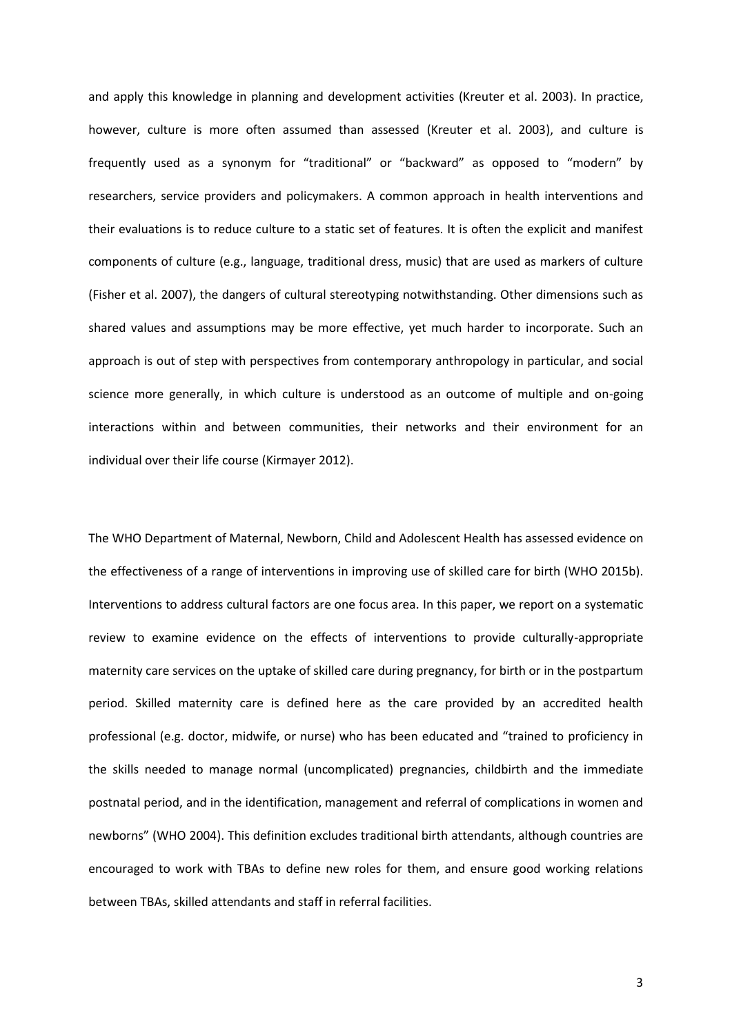and apply this knowledge in planning and development activities (Kreuter et al. 2003). In practice, however, culture is more often assumed than assessed (Kreuter et al. 2003), and culture is frequently used as a synonym for "traditional" or "backward" as opposed to "modern" by researchers, service providers and policymakers. A common approach in health interventions and their evaluations is to reduce culture to a static set of features. It is often the explicit and manifest components of culture (e.g., language, traditional dress, music) that are used as markers of culture (Fisher et al. 2007), the dangers of cultural stereotyping notwithstanding. Other dimensions such as shared values and assumptions may be more effective, yet much harder to incorporate. Such an approach is out of step with perspectives from contemporary anthropology in particular, and social science more generally, in which culture is understood as an outcome of multiple and on-going interactions within and between communities, their networks and their environment for an individual over their life course (Kirmayer 2012).

The WHO Department of Maternal, Newborn, Child and Adolescent Health has assessed evidence on the effectiveness of a range of interventions in improving use of skilled care for birth (WHO 2015b). Interventions to address cultural factors are one focus area. In this paper, we report on a systematic review to examine evidence on the effects of interventions to provide culturally-appropriate maternity care services on the uptake of skilled care during pregnancy, for birth or in the postpartum period. Skilled maternity care is defined here as the care provided by an accredited health professional (e.g. doctor, midwife, or nurse) who has been educated and "trained to proficiency in the skills needed to manage normal (uncomplicated) pregnancies, childbirth and the immediate postnatal period, and in the identification, management and referral of complications in women and newborns" (WHO 2004). This definition excludes traditional birth attendants, although countries are encouraged to work with TBAs to define new roles for them, and ensure good working relations between TBAs, skilled attendants and staff in referral facilities.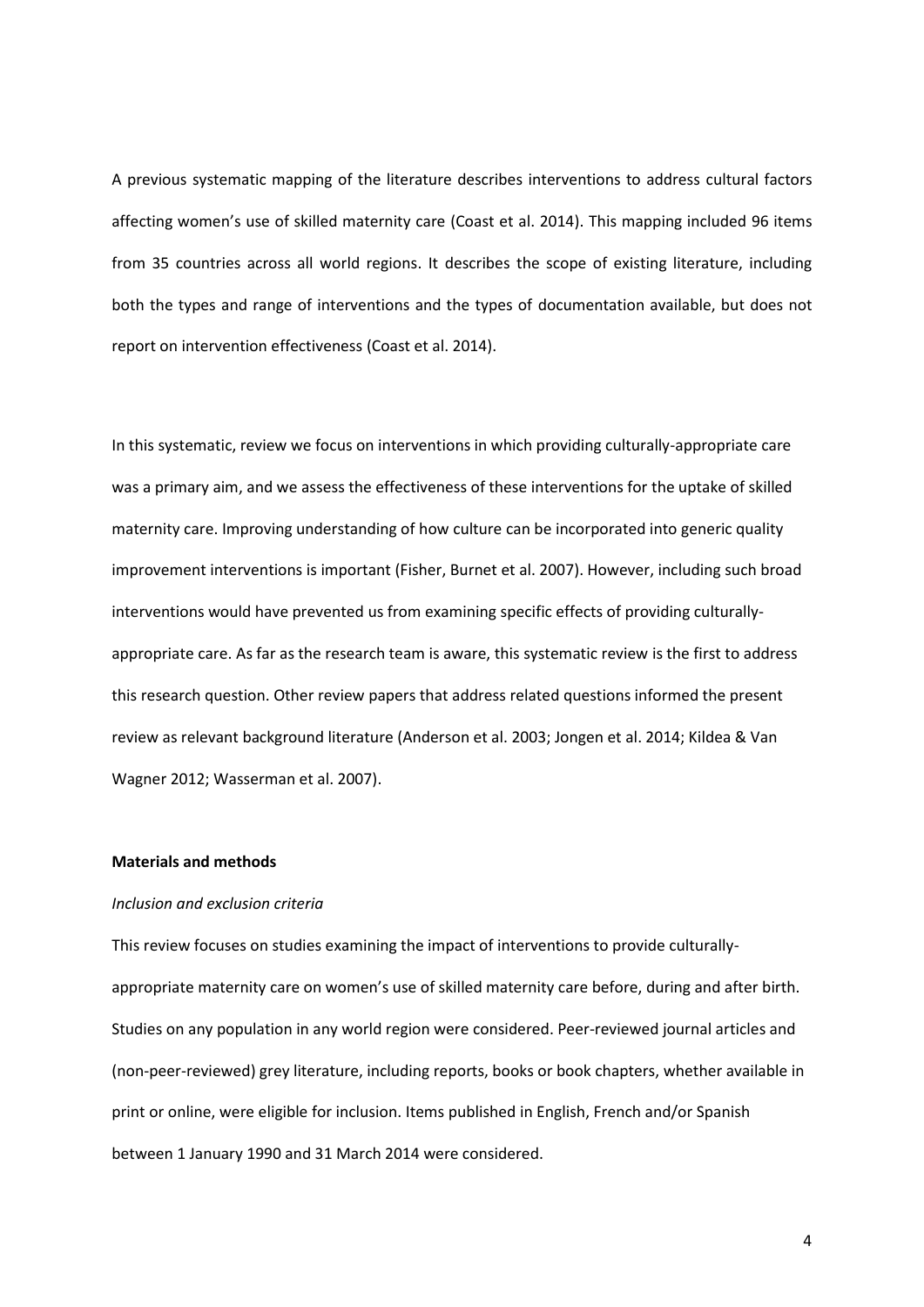A previous systematic mapping of the literature describes interventions to address cultural factors affecting women's use of skilled maternity care (Coast et al. 2014). This mapping included 96 items from 35 countries across all world regions. It describes the scope of existing literature, including both the types and range of interventions and the types of documentation available, but does not report on intervention effectiveness (Coast et al. 2014).

In this systematic, review we focus on interventions in which providing culturally-appropriate care was a primary aim, and we assess the effectiveness of these interventions for the uptake of skilled maternity care. Improving understanding of how culture can be incorporated into generic quality improvement interventions is important (Fisher, Burnet et al. 2007). However, including such broad interventions would have prevented us from examining specific effects of providing culturally-appropriate care. As far as the research team is aware, this systematic review is the first to address this research question. Other review papers that address related questions informed the present review as relevant background literature (Anderson et al. 2003; Jongen et al. 2014; Kildea & Van Wagner 2012; Wasserman et al. 2007).

**Materials and methods**

*Inclusion and exclusion criteria*

This review focuses on studies examining the impact of interventions to provide culturally-appropriate maternity care on women's use of skilled maternity care before, during and after birth. Studies on any population in any world region were considered. Peer-reviewed journal articles and (non-peer-reviewed) grey literature, including reports, books or book chapters, whether available in print or online, were eligible for inclusion. Items published in English, French and/or Spanish between 1 January 1990 and 31 March 2014 were considered.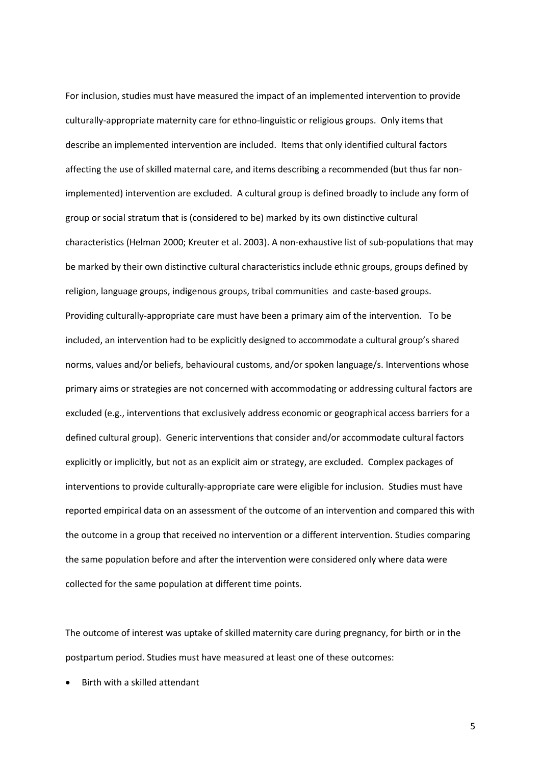For inclusion, studies must have measured the impact of an implemented intervention to provide culturally-appropriate maternity care for ethno-linguistic or religious groups. Only items that describe an implemented intervention are included. Items that only identified cultural factors affecting the use of skilled maternal care, and items describing a recommended (but thus far non-implemented) intervention are excluded. A cultural group is defined broadly to include any form of group or social stratum that is (considered to be) marked by its own distinctive cultural characteristics (Helman 2000; Kreuter et al. 2003). A non-exhaustive list of sub-populations that may be marked by their own distinctive cultural characteristics include ethnic groups, groups defined by religion, language groups, indigenous groups, tribal communities and caste-based groups. Providing culturally-appropriate care must have been a primary aim of the intervention. To be included, an intervention had to be explicitly designed to accommodate a cultural group's shared norms, values and/or beliefs, behavioural customs, and/or spoken language/s. Interventions whose primary aims or strategies are not concerned with accommodating or addressing cultural factors are excluded (e.g., interventions that exclusively address economic or geographical access barriers for a defined cultural group). Generic interventions that consider and/or accommodate cultural factors explicitly or implicitly, but not as an explicit aim or strategy, are excluded. Complex packages of interventions to provide culturally-appropriate care were eligible for inclusion. Studies must have reported empirical data on an assessment of the outcome of an intervention and compared this with the outcome in a group that received no intervention or a different intervention. Studies comparing the same population before and after the intervention were considered only where data were collected for the same population at different time points.

The outcome of interest was uptake of skilled maternity care during pregnancy, for birth or in the postpartum period. Studies must have measured at least one of these outcomes:

- Birth with a skilled attendant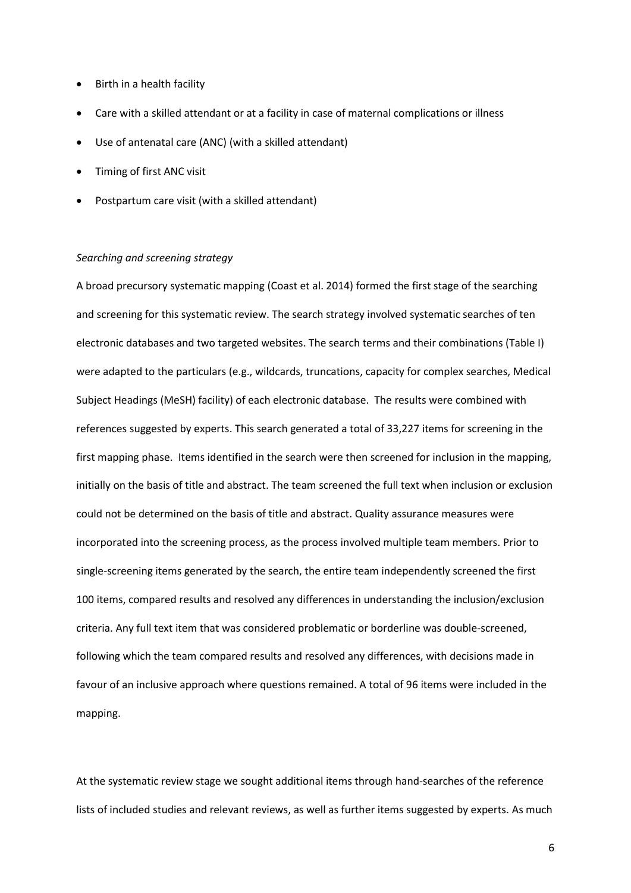- Birth in a health facility
- Care with a skilled attendant or at a facility in case of maternal complications or illness
- Use of antenatal care (ANC) (with a skilled attendant)
- Timing of first ANC visit
- Postpartum care visit (with a skilled attendant)

*Searching and screening strategy*

A broad precursory systematic mapping (Coast et al. 2014) formed the first stage of the searching and screening for this systematic review. The search strategy involved systematic searches of ten electronic databases and two targeted websites. The search terms and their combinations (Table I) were adapted to the particulars (e.g., wildcards, truncations, capacity for complex searches, Medical Subject Headings (MeSH) facility) of each electronic database. The results were combined with references suggested by experts. This search generated a total of 33,227 items for screening in the first mapping phase. Items identified in the search were then screened for inclusion in the mapping, initially on the basis of title and abstract. The team screened the full text when inclusion or exclusion could not be determined on the basis of title and abstract. Quality assurance measures were incorporated into the screening process, as the process involved multiple team members. Prior to single-screening items generated by the search, the entire team independently screened the first 100 items, compared results and resolved any differences in understanding the inclusion/exclusion criteria. Any full text item that was considered problematic or borderline was double-screened, following which the team compared results and resolved any differences, with decisions made in favour of an inclusive approach where questions remained. A total of 96 items were included in the mapping.

At the systematic review stage we sought additional items through hand-searches of the reference lists of included studies and relevant reviews, as well as further items suggested by experts. As much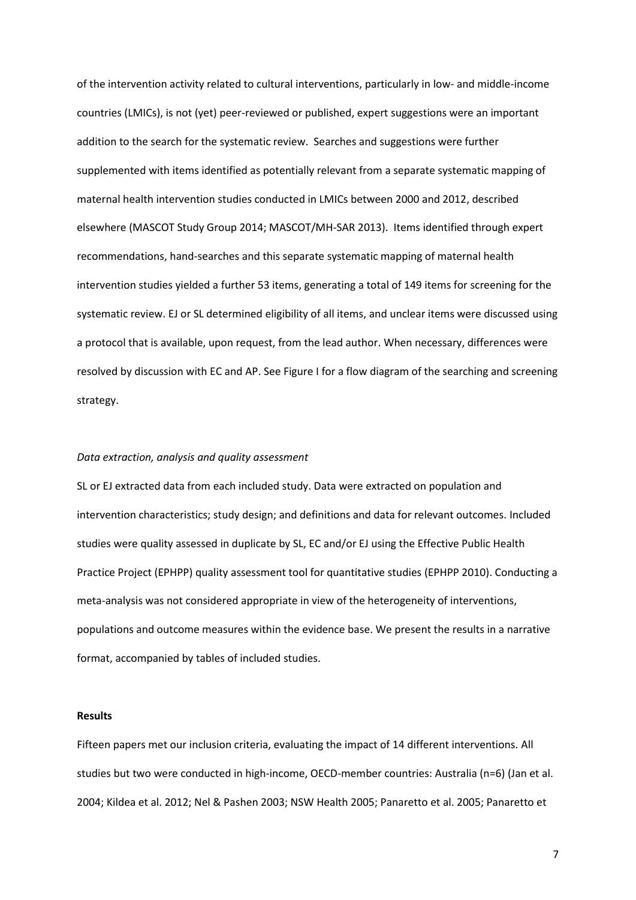of the intervention activity related to cultural interventions, particularly in low- and middle-income countries (LMICs), is not (yet) peer-reviewed or published, expert suggestions were an important addition to the search for the systematic review. Searches and suggestions were further supplemented with items identified as potentially relevant from a separate systematic mapping of maternal health intervention studies conducted in LMICs between 2000 and 2012, described elsewhere (MASCOT Study Group 2014; MASCOT/MH-SAR 2013). Items identified through expert recommendations, hand-searches and this separate systematic mapping of maternal health intervention studies yielded a further 53 items, generating a total of 149 items for screening for the systematic review. EJ or SL determined eligibility of all items, and unclear items were discussed using a protocol that is available, upon request, from the lead author. When necessary, differences were resolved by discussion with EC and AP. See Figure I for a flow diagram of the searching and screening strategy.

*Data extraction, analysis and quality assessment*

SL or EJ extracted data from each included study. Data were extracted on population and intervention characteristics; study design; and definitions and data for relevant outcomes. Included studies were quality assessed in duplicate by SL, EC and/or EJ using the Effective Public Health Practice Project (EPHPP) quality assessment tool for quantitative studies (EPHPP 2010). Conducting a meta-analysis was not considered appropriate in view of the heterogeneity of interventions, populations and outcome measures within the evidence base. We present the results in a narrative format, accompanied by tables of included studies.

**Results**

Fifteen papers met our inclusion criteria, evaluating the impact of 14 different interventions. All studies but two were conducted in high-income, OECD-member countries: Australia (n=6) (Jan et al. 2004; Kildea et al. 2012; Nel & Pashen 2003; NSW Health 2005; Panaretto et al. 2005; Panaretto et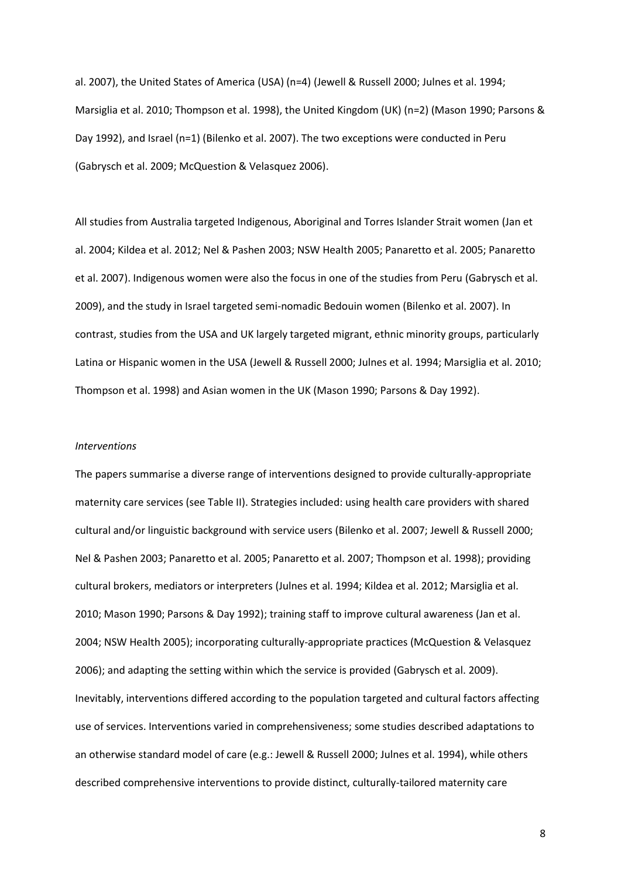al. 2007), the United States of America (USA) (n=4) (Jewell & Russell 2000; Julnes et al. 1994; Marsiglia et al. 2010; Thompson et al. 1998), the United Kingdom (UK) (n=2) (Mason 1990; Parsons & Day 1992), and Israel (n=1) (Bilenko et al. 2007). The two exceptions were conducted in Peru (Gabrysch et al. 2009; McQuestion & Velasquez 2006).

All studies from Australia targeted Indigenous, Aboriginal and Torres Islander Strait women (Jan et al. 2004; Kildea et al. 2012; Nel & Pashen 2003; NSW Health 2005; Panaretto et al. 2005; Panaretto et al. 2007). Indigenous women were also the focus in one of the studies from Peru (Gabrysch et al. 2009), and the study in Israel targeted semi-nomadic Bedouin women (Bilenko et al. 2007). In contrast, studies from the USA and UK largely targeted migrant, ethnic minority groups, particularly Latina or Hispanic women in the USA (Jewell & Russell 2000; Julnes et al. 1994; Marsiglia et al. 2010; Thompson et al. 1998) and Asian women in the UK (Mason 1990; Parsons & Day 1992).

*Interventions*

The papers summarise a diverse range of interventions designed to provide culturally-appropriate maternity care services (see Table II). Strategies included: using health care providers with shared cultural and/or linguistic background with service users (Bilenko et al. 2007; Jewell & Russell 2000; Nel & Pashen 2003; Panaretto et al. 2005; Panaretto et al. 2007; Thompson et al. 1998); providing cultural brokers, mediators or interpreters (Julnes et al. 1994; Kildea et al. 2012; Marsiglia et al. 2010; Mason 1990; Parsons & Day 1992); training staff to improve cultural awareness (Jan et al. 2004; NSW Health 2005); incorporating culturally-appropriate practices (McQuestion & Velasquez 2006); and adapting the setting within which the service is provided (Gabrysch et al. 2009). Inevitably, interventions differed according to the population targeted and cultural factors affecting use of services. Interventions varied in comprehensiveness; some studies described adaptations to an otherwise standard model of care (e.g.: Jewell & Russell 2000; Julnes et al. 1994), while others described comprehensive interventions to provide distinct, culturally-tailored maternity care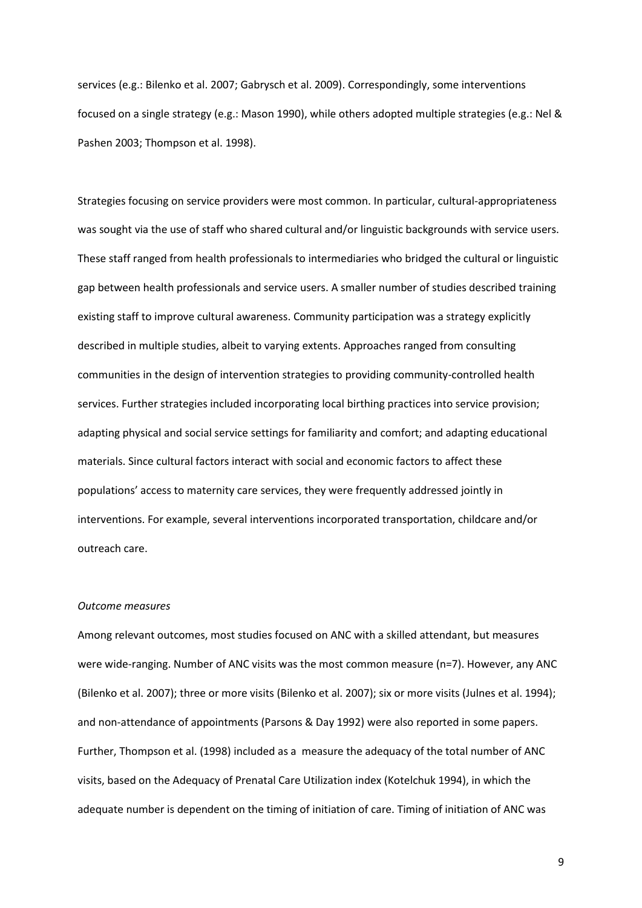services (e.g.: Bilenko et al. 2007; Gabrysch et al. 2009). Correspondingly, some interventions focused on a single strategy (e.g.: Mason 1990), while others adopted multiple strategies (e.g.: Nel & Pashen 2003; Thompson et al. 1998).

Strategies focusing on service providers were most common. In particular, cultural-appropriateness was sought via the use of staff who shared cultural and/or linguistic backgrounds with service users. These staff ranged from health professionals to intermediaries who bridged the cultural or linguistic gap between health professionals and service users. A smaller number of studies described training existing staff to improve cultural awareness. Community participation was a strategy explicitly described in multiple studies, albeit to varying extents. Approaches ranged from consulting communities in the design of intervention strategies to providing community-controlled health services. Further strategies included incorporating local birthing practices into service provision; adapting physical and social service settings for familiarity and comfort; and adapting educational materials. Since cultural factors interact with social and economic factors to affect these populations' access to maternity care services, they were frequently addressed jointly in interventions. For example, several interventions incorporated transportation, childcare and/or outreach care.

*Outcome measures*

Among relevant outcomes, most studies focused on ANC with a skilled attendant, but measures were wide-ranging. Number of ANC visits was the most common measure (n=7). However, any ANC (Bilenko et al. 2007); three or more visits (Bilenko et al. 2007); six or more visits (Julnes et al. 1994); and non-attendance of appointments (Parsons & Day 1992) were also reported in some papers. Further, Thompson et al. (1998) included as a measure the adequacy of the total number of ANC visits, based on the Adequacy of Prenatal Care Utilization index (Kotelchuk 1994), in which the adequate number is dependent on the timing of initiation of care. Timing of initiation of ANC was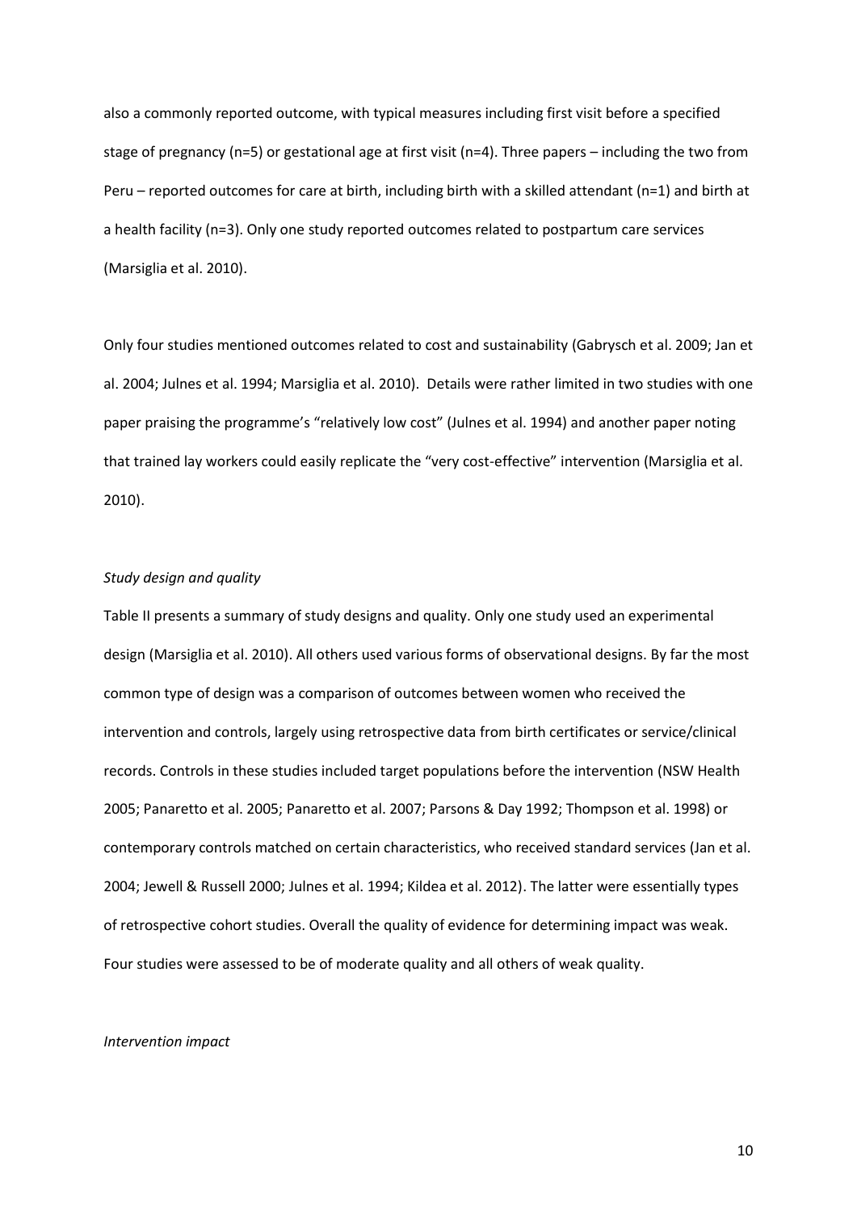also a commonly reported outcome, with typical measures including first visit before a specified stage of pregnancy (n=5) or gestational age at first visit (n=4). Three papers – including the two from Peru – reported outcomes for care at birth, including birth with a skilled attendant (n=1) and birth at a health facility (n=3). Only one study reported outcomes related to postpartum care services (Marsiglia et al. 2010).

Only four studies mentioned outcomes related to cost and sustainability (Gabrysch et al. 2009; Jan et al. 2004; Julnes et al. 1994; Marsiglia et al. 2010). Details were rather limited in two studies with one paper praising the programme's "relatively low cost" (Julnes et al. 1994) and another paper noting that trained lay workers could easily replicate the "very cost-effective" intervention (Marsiglia et al. 2010).

*Study design and quality*

Table II presents a summary of study designs and quality. Only one study used an experimental design (Marsiglia et al. 2010). All others used various forms of observational designs. By far the most common type of design was a comparison of outcomes between women who received the intervention and controls, largely using retrospective data from birth certificates or service/clinical records. Controls in these studies included target populations before the intervention (NSW Health 2005; Panaretto et al. 2005; Panaretto et al. 2007; Parsons & Day 1992; Thompson et al. 1998) or contemporary controls matched on certain characteristics, who received standard services (Jan et al. 2004; Jewell & Russell 2000; Julnes et al. 1994; Kildea et al. 2012). The latter were essentially types of retrospective cohort studies. Overall the quality of evidence for determining impact was weak. Four studies were assessed to be of moderate quality and all others of weak quality.

*Intervention impact*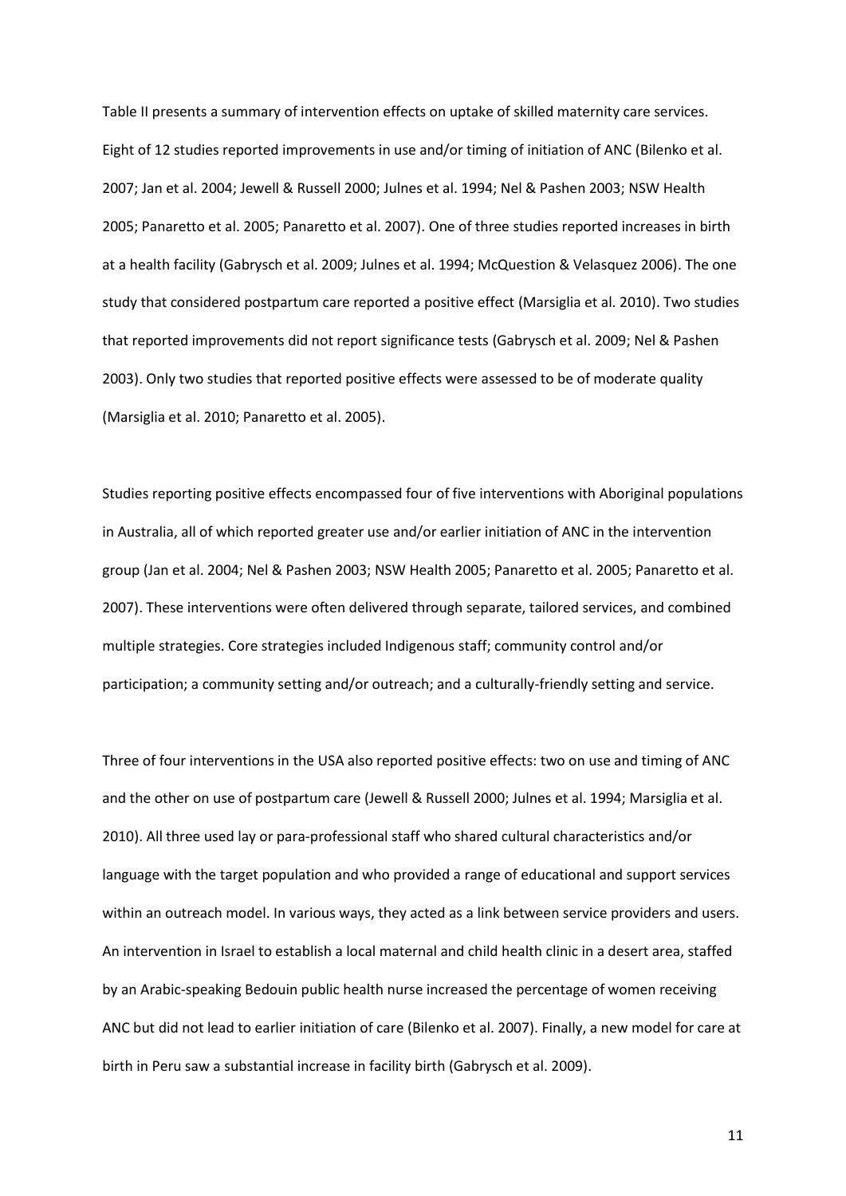Table II presents a summary of intervention effects on uptake of skilled maternity care services. Eight of 12 studies reported improvements in use and/or timing of initiation of ANC (Bilenko et al. 2007; Jan et al. 2004; Jewell & Russell 2000; Julnes et al. 1994; Nel & Pashen 2003; NSW Health 2005; Panaretto et al. 2005; Panaretto et al. 2007). One of three studies reported increases in birth at a health facility (Gabrysch et al. 2009; Julnes et al. 1994; McQuestion & Velasquez 2006). The one study that considered postpartum care reported a positive effect (Marsiglia et al. 2010). Two studies that reported improvements did not report significance tests (Gabrysch et al. 2009; Nel & Pashen 2003). Only two studies that reported positive effects were assessed to be of moderate quality (Marsiglia et al. 2010; Panaretto et al. 2005).

Studies reporting positive effects encompassed four of five interventions with Aboriginal populations in Australia, all of which reported greater use and/or earlier initiation of ANC in the intervention group (Jan et al. 2004; Nel & Pashen 2003; NSW Health 2005; Panaretto et al. 2005; Panaretto et al. 2007). These interventions were often delivered through separate, tailored services, and combined multiple strategies. Core strategies included Indigenous staff; community control and/or participation; a community setting and/or outreach; and a culturally-friendly setting and service.

Three of four interventions in the USA also reported positive effects: two on use and timing of ANC and the other on use of postpartum care (Jewell & Russell 2000; Julnes et al. 1994; Marsiglia et al. 2010). All three used lay or para-professional staff who shared cultural characteristics and/or language with the target population and who provided a range of educational and support services within an outreach model. In various ways, they acted as a link between service providers and users. An intervention in Israel to establish a local maternal and child health clinic in a desert area, staffed by an Arabic-speaking Bedouin public health nurse increased the percentage of women receiving ANC but did not lead to earlier initiation of care (Bilenko et al. 2007). Finally, a new model for care at birth in Peru saw a substantial increase in facility birth (Gabrysch et al. 2009).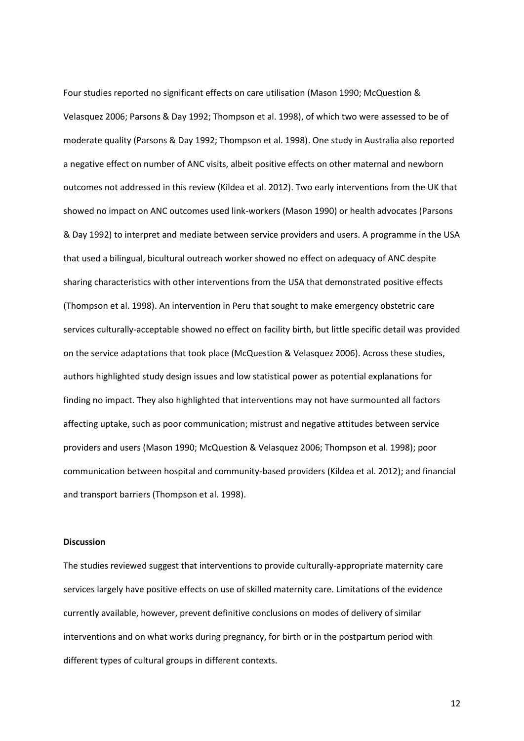Four studies reported no significant effects on care utilisation (Mason 1990; McQuestion & Velasquez 2006; Parsons & Day 1992; Thompson et al. 1998), of which two were assessed to be of moderate quality (Parsons & Day 1992; Thompson et al. 1998). One study in Australia also reported a negative effect on number of ANC visits, albeit positive effects on other maternal and newborn outcomes not addressed in this review (Kildea et al. 2012). Two early interventions from the UK that showed no impact on ANC outcomes used link-workers (Mason 1990) or health advocates (Parsons & Day 1992) to interpret and mediate between service providers and users. A programme in the USA that used a bilingual, bicultural outreach worker showed no effect on adequacy of ANC despite sharing characteristics with other interventions from the USA that demonstrated positive effects (Thompson et al. 1998). An intervention in Peru that sought to make emergency obstetric care services culturally-acceptable showed no effect on facility birth, but little specific detail was provided on the service adaptations that took place (McQuestion & Velasquez 2006). Across these studies, authors highlighted study design issues and low statistical power as potential explanations for finding no impact. They also highlighted that interventions may not have surmounted all factors affecting uptake, such as poor communication; mistrust and negative attitudes between service providers and users (Mason 1990; McQuestion & Velasquez 2006; Thompson et al. 1998); poor communication between hospital and community-based providers (Kildea et al. 2012); and financial and transport barriers (Thompson et al. 1998).

**Discussion**

The studies reviewed suggest that interventions to provide culturally-appropriate maternity care services largely have positive effects on use of skilled maternity care. Limitations of the evidence currently available, however, prevent definitive conclusions on modes of delivery of similar interventions and on what works during pregnancy, for birth or in the postpartum period with different types of cultural groups in different contexts.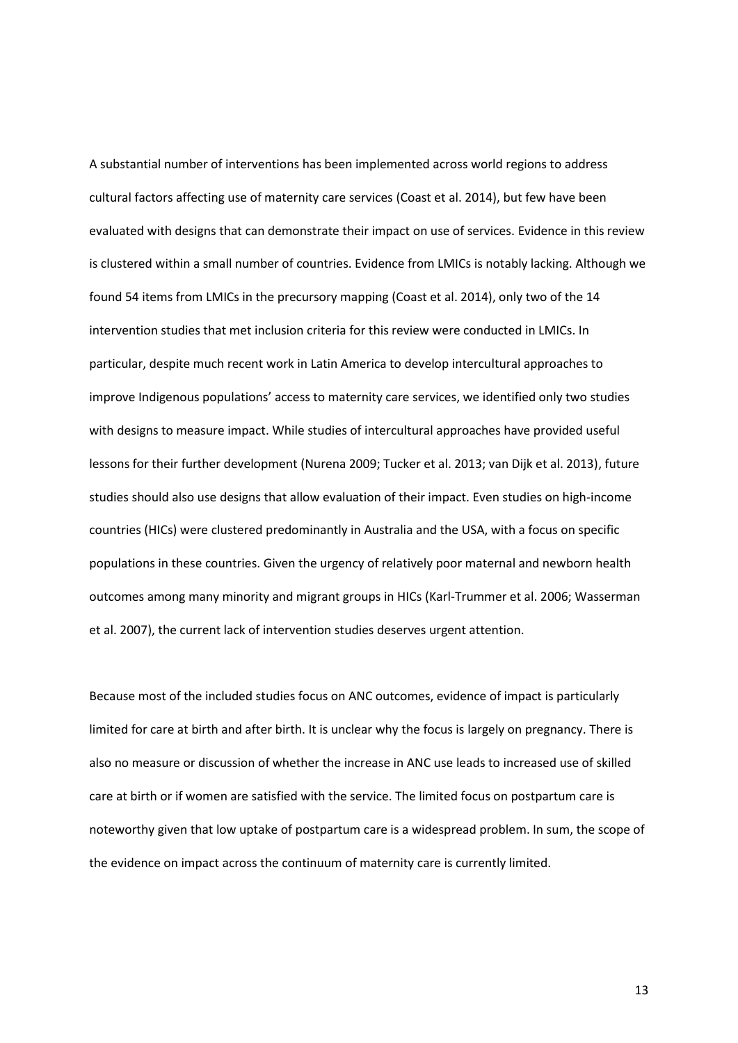A substantial number of interventions has been implemented across world regions to address cultural factors affecting use of maternity care services (Coast et al. 2014), but few have been evaluated with designs that can demonstrate their impact on use of services. Evidence in this review is clustered within a small number of countries. Evidence from LMICs is notably lacking. Although we found 54 items from LMICs in the precursory mapping (Coast et al. 2014), only two of the 14 intervention studies that met inclusion criteria for this review were conducted in LMICs. In particular, despite much recent work in Latin America to develop intercultural approaches to improve Indigenous populations' access to maternity care services, we identified only two studies with designs to measure impact. While studies of intercultural approaches have provided useful lessons for their further development (Nurena 2009; Tucker et al. 2013; van Dijk et al. 2013), future studies should also use designs that allow evaluation of their impact. Even studies on high-income countries (HICs) were clustered predominantly in Australia and the USA, with a focus on specific populations in these countries. Given the urgency of relatively poor maternal and newborn health outcomes among many minority and migrant groups in HICs (Karl-Trummer et al. 2006; Wasserman et al. 2007), the current lack of intervention studies deserves urgent attention.

Because most of the included studies focus on ANC outcomes, evidence of impact is particularly limited for care at birth and after birth. It is unclear why the focus is largely on pregnancy. There is also no measure or discussion of whether the increase in ANC use leads to increased use of skilled care at birth or if women are satisfied with the service. The limited focus on postpartum care is noteworthy given that low uptake of postpartum care is a widespread problem. In sum, the scope of the evidence on impact across the continuum of maternity care is currently limited.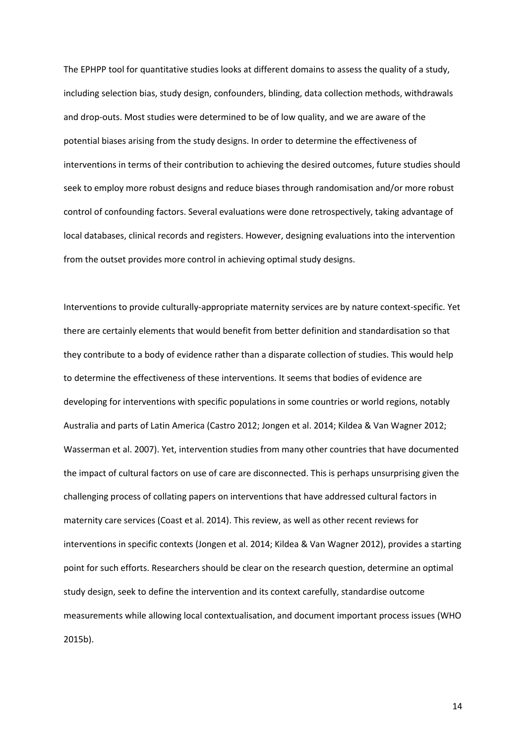The EPHPP tool for quantitative studies looks at different domains to assess the quality of a study, including selection bias, study design, confounders, blinding, data collection methods, withdrawals and drop-outs. Most studies were determined to be of low quality, and we are aware of the potential biases arising from the study designs. In order to determine the effectiveness of interventions in terms of their contribution to achieving the desired outcomes, future studies should seek to employ more robust designs and reduce biases through randomisation and/or more robust control of confounding factors. Several evaluations were done retrospectively, taking advantage of local databases, clinical records and registers. However, designing evaluations into the intervention from the outset provides more control in achieving optimal study designs.

Interventions to provide culturally-appropriate maternity services are by nature context-specific. Yet there are certainly elements that would benefit from better definition and standardisation so that they contribute to a body of evidence rather than a disparate collection of studies. This would help to determine the effectiveness of these interventions. It seems that bodies of evidence are developing for interventions with specific populations in some countries or world regions, notably Australia and parts of Latin America (Castro 2012; Jongen et al. 2014; Kildea & Van Wagner 2012; Wasserman et al. 2007). Yet, intervention studies from many other countries that have documented the impact of cultural factors on use of care are disconnected. This is perhaps unsurprising given the challenging process of collating papers on interventions that have addressed cultural factors in maternity care services (Coast et al. 2014). This review, as well as other recent reviews for interventions in specific contexts (Jongen et al. 2014; Kildea & Van Wagner 2012), provides a starting point for such efforts. Researchers should be clear on the research question, determine an optimal study design, seek to define the intervention and its context carefully, standardise outcome measurements while allowing local contextualisation, and document important process issues (WHO 2015b).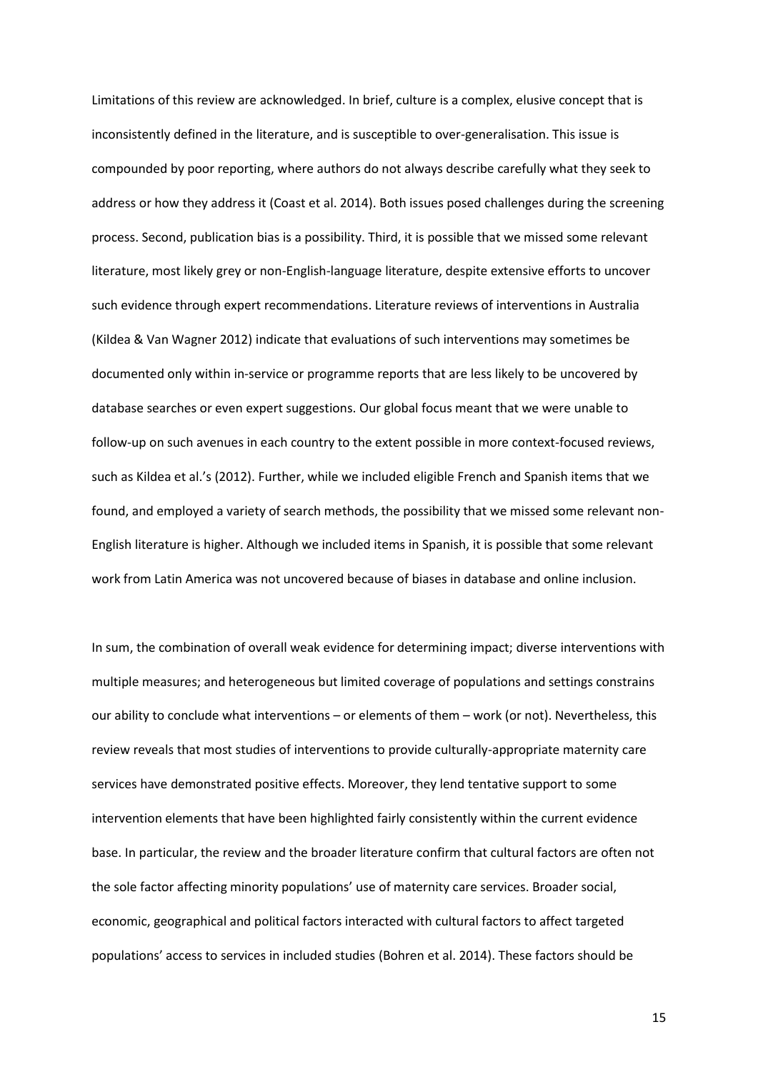Limitations of this review are acknowledged. In brief, culture is a complex, elusive concept that is inconsistently defined in the literature, and is susceptible to over-generalisation. This issue is compounded by poor reporting, where authors do not always describe carefully what they seek to address or how they address it (Coast et al. 2014). Both issues posed challenges during the screening process. Second, publication bias is a possibility. Third, it is possible that we missed some relevant literature, most likely grey or non-English-language literature, despite extensive efforts to uncover such evidence through expert recommendations. Literature reviews of interventions in Australia (Kildea & Van Wagner 2012) indicate that evaluations of such interventions may sometimes be documented only within in-service or programme reports that are less likely to be uncovered by database searches or even expert suggestions. Our global focus meant that we were unable to follow-up on such avenues in each country to the extent possible in more context-focused reviews, such as Kildea et al.'s (2012). Further, while we included eligible French and Spanish items that we found, and employed a variety of search methods, the possibility that we missed some relevant non-English literature is higher. Although we included items in Spanish, it is possible that some relevant work from Latin America was not uncovered because of biases in database and online inclusion.

In sum, the combination of overall weak evidence for determining impact; diverse interventions with multiple measures; and heterogeneous but limited coverage of populations and settings constrains our ability to conclude what interventions – or elements of them – work (or not). Nevertheless, this review reveals that most studies of interventions to provide culturally-appropriate maternity care services have demonstrated positive effects. Moreover, they lend tentative support to some intervention elements that have been highlighted fairly consistently within the current evidence base. In particular, the review and the broader literature confirm that cultural factors are often not the sole factor affecting minority populations' use of maternity care services. Broader social, economic, geographical and political factors interacted with cultural factors to affect targeted populations' access to services in included studies (Bohren et al. 2014). These factors should be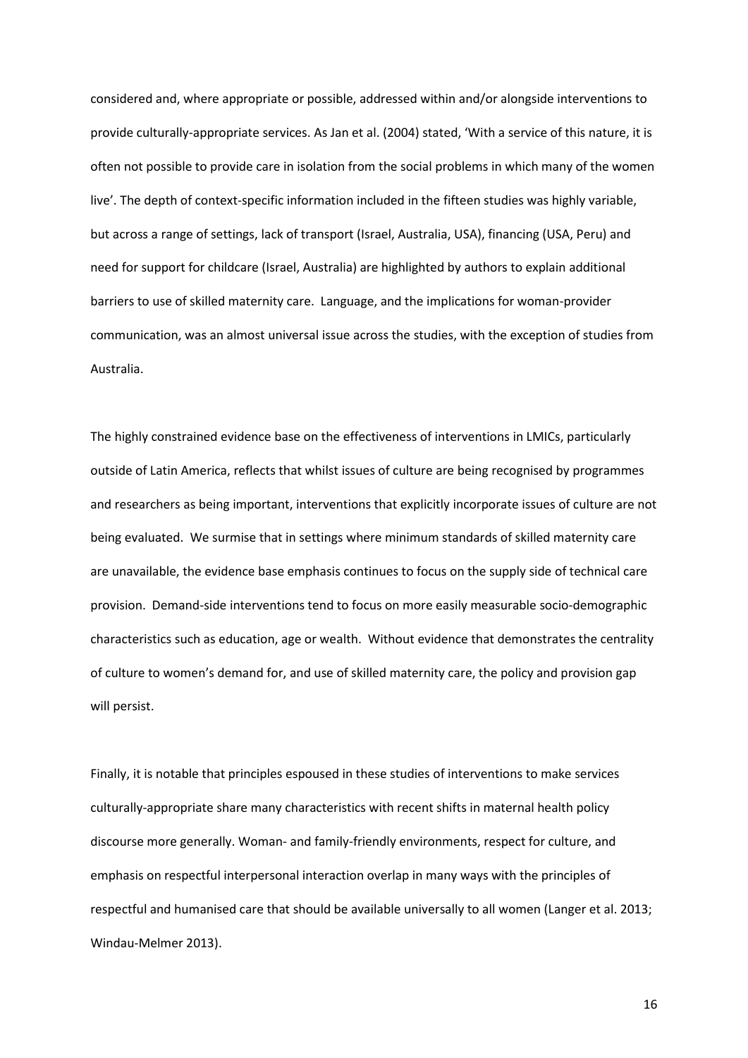considered and, where appropriate or possible, addressed within and/or alongside interventions to provide culturally-appropriate services. As Jan et al. (2004) stated, 'With a service of this nature, it is often not possible to provide care in isolation from the social problems in which many of the women live'. The depth of context-specific information included in the fifteen studies was highly variable, but across a range of settings, lack of transport (Israel, Australia, USA), financing (USA, Peru) and need for support for childcare (Israel, Australia) are highlighted by authors to explain additional barriers to use of skilled maternity care. Language, and the implications for woman-provider communication, was an almost universal issue across the studies, with the exception of studies from Australia.

The highly constrained evidence base on the effectiveness of interventions in LMICs, particularly outside of Latin America, reflects that whilst issues of culture are being recognised by programmes and researchers as being important, interventions that explicitly incorporate issues of culture are not being evaluated. We surmise that in settings where minimum standards of skilled maternity care are unavailable, the evidence base emphasis continues to focus on the supply side of technical care provision. Demand-side interventions tend to focus on more easily measurable socio-demographic characteristics such as education, age or wealth. Without evidence that demonstrates the centrality of culture to women's demand for, and use of skilled maternity care, the policy and provision gap will persist.

Finally, it is notable that principles espoused in these studies of interventions to make services culturally-appropriate share many characteristics with recent shifts in maternal health policy discourse more generally. Woman- and family-friendly environments, respect for culture, and emphasis on respectful interpersonal interaction overlap in many ways with the principles of respectful and humanised care that should be available universally to all women (Langer et al. 2013; Windau-Melmer 2013).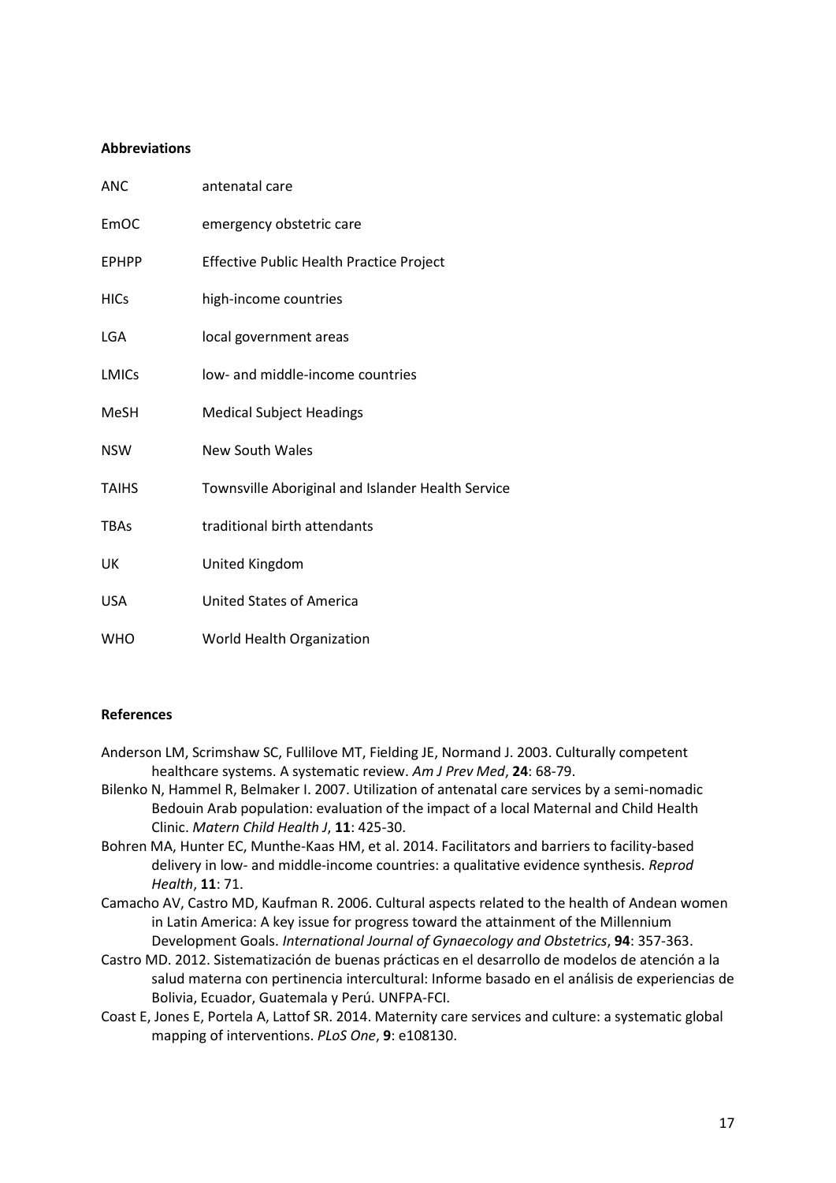**Abbreviations**

| | |
|---|---|
| ANC | antenatal care |
| EmOC | emergency obstetric care |
| EPHPP | Effective Public Health Practice Project |
| HICs | high-income countries |
| LGA | local government areas |
| LMICs | low- and middle-income countries |
| MeSH | Medical Subject Headings |
| NSW | New South Wales |
| TAIHS | Townsville Aboriginal and Islander Health Service |
| TBAs | traditional birth attendants |
| UK | United Kingdom |
| USA | United States of America |
| WHO | World Health Organization |

**References**

Anderson LM, Scrimshaw SC, Fullilove MT, Fielding JE, Normand J. 2003. Culturally competent healthcare systems. A systematic review. *Am J Prev Med*, **24**: 68-79.

Bilenko N, Hammel R, Belmaker I. 2007. Utilization of antenatal care services by a semi-nomadic Bedouin Arab population: evaluation of the impact of a local Maternal and Child Health Clinic. *Matern Child Health J*, **11**: 425-30.

Bohren MA, Hunter EC, Munthe-Kaas HM, et al. 2014. Facilitators and barriers to facility-based delivery in low- and middle-income countries: a qualitative evidence synthesis. *Reprod Health*, **11**: 71.

Camacho AV, Castro MD, Kaufman R. 2006. Cultural aspects related to the health of Andean women in Latin America: A key issue for progress toward the attainment of the Millennium Development Goals. *International Journal of Gynaecology and Obstetrics*, **94**: 357-363.

Castro MD. 2012. Sistematización de buenas prácticas en el desarrollo de modelos de atención a la salud materna con pertinencia intercultural: Informe basado en el análisis de experiencias de Bolivia, Ecuador, Guatemala y Perú. UNFPA-FCI.

Coast E, Jones E, Portela A, Lattof SR. 2014. Maternity care services and culture: a systematic global mapping of interventions. *PLoS One*, **9**: e108130.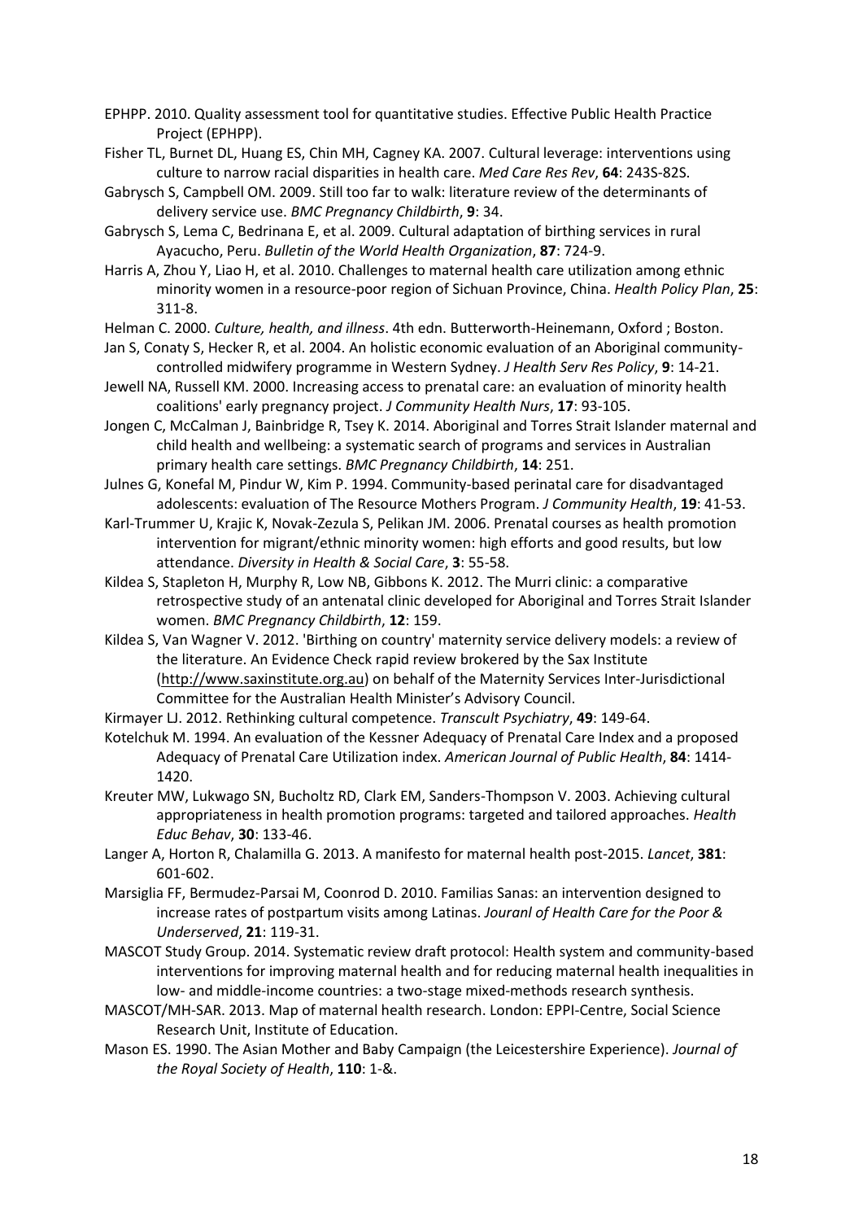EPHPP. 2010. Quality assessment tool for quantitative studies. Effective Public Health Practice Project (EPHPP).

Fisher TL, Burnet DL, Huang ES, Chin MH, Cagney KA. 2007. Cultural leverage: interventions using culture to narrow racial disparities in health care. *Med Care Res Rev*, **64**: 243S-82S.

Gabrysch S, Campbell OM. 2009. Still too far to walk: literature review of the determinants of delivery service use. *BMC Pregnancy Childbirth*, **9**: 34.

Gabrysch S, Lema C, Bedrinana E, et al. 2009. Cultural adaptation of birthing services in rural Ayacucho, Peru. *Bulletin of the World Health Organization*, **87**: 724-9.

Harris A, Zhou Y, Liao H, et al. 2010. Challenges to maternal health care utilization among ethnic minority women in a resource-poor region of Sichuan Province, China. *Health Policy Plan*, **25**: 311-8.

Helman C. 2000. *Culture, health, and illness*. 4th edn. Butterworth-Heinemann, Oxford ; Boston.

Jan S, Conaty S, Hecker R, et al. 2004. An holistic economic evaluation of an Aboriginal community-controlled midwifery programme in Western Sydney. *J Health Serv Res Policy*, **9**: 14-21.

Jewell NA, Russell KM. 2000. Increasing access to prenatal care: an evaluation of minority health coalitions' early pregnancy project. *J Community Health Nurs*, **17**: 93-105.

Jongen C, McCalman J, Bainbridge R, Tsey K. 2014. Aboriginal and Torres Strait Islander maternal and child health and wellbeing: a systematic search of programs and services in Australian primary health care settings. *BMC Pregnancy Childbirth*, **14**: 251.

Julnes G, Konefal M, Pindur W, Kim P. 1994. Community-based perinatal care for disadvantaged adolescents: evaluation of The Resource Mothers Program. *J Community Health*, **19**: 41-53.

Karl-Trummer U, Krajic K, Novak-Zezula S, Pelikan JM. 2006. Prenatal courses as health promotion intervention for migrant/ethnic minority women: high efforts and good results, but low attendance. *Diversity in Health & Social Care*, **3**: 55-58.

Kildea S, Stapleton H, Murphy R, Low NB, Gibbons K. 2012. The Murri clinic: a comparative retrospective study of an antenatal clinic developed for Aboriginal and Torres Strait Islander women. *BMC Pregnancy Childbirth*, **12**: 159.

Kildea S, Van Wagner V. 2012. 'Birthing on country' maternity service delivery models: a review of the literature. An Evidence Check rapid review brokered by the Sax Institute (http://www.saxinstitute.org.au) on behalf of the Maternity Services Inter-Jurisdictional Committee for the Australian Health Minister's Advisory Council.

Kirmayer LJ. 2012. Rethinking cultural competence. *Transcult Psychiatry*, **49**: 149-64.

Kotelchuk M. 1994. An evaluation of the Kessner Adequacy of Prenatal Care Index and a proposed Adequacy of Prenatal Care Utilization index. *American Journal of Public Health*, **84**: 1414-1420.

Kreuter MW, Lukwago SN, Bucholtz RD, Clark EM, Sanders-Thompson V. 2003. Achieving cultural appropriateness in health promotion programs: targeted and tailored approaches. *Health Educ Behav*, **30**: 133-46.

Langer A, Horton R, Chalamilla G. 2013. A manifesto for maternal health post-2015. *Lancet*, **381**: 601-602.

Marsiglia FF, Bermudez-Parsai M, Coonrod D. 2010. Familias Sanas: an intervention designed to increase rates of postpartum visits among Latinas. *Jouranl of Health Care for the Poor & Underserved*, **21**: 119-31.

MASCOT Study Group. 2014. Systematic review draft protocol: Health system and community-based interventions for improving maternal health and for reducing maternal health inequalities in low- and middle-income countries: a two-stage mixed-methods research synthesis.

MASCOT/MH-SAR. 2013. Map of maternal health research. London: EPPI-Centre, Social Science Research Unit, Institute of Education.

Mason ES. 1990. The Asian Mother and Baby Campaign (the Leicestershire Experience). *Journal of the Royal Society of Health*, **110**: 1-&.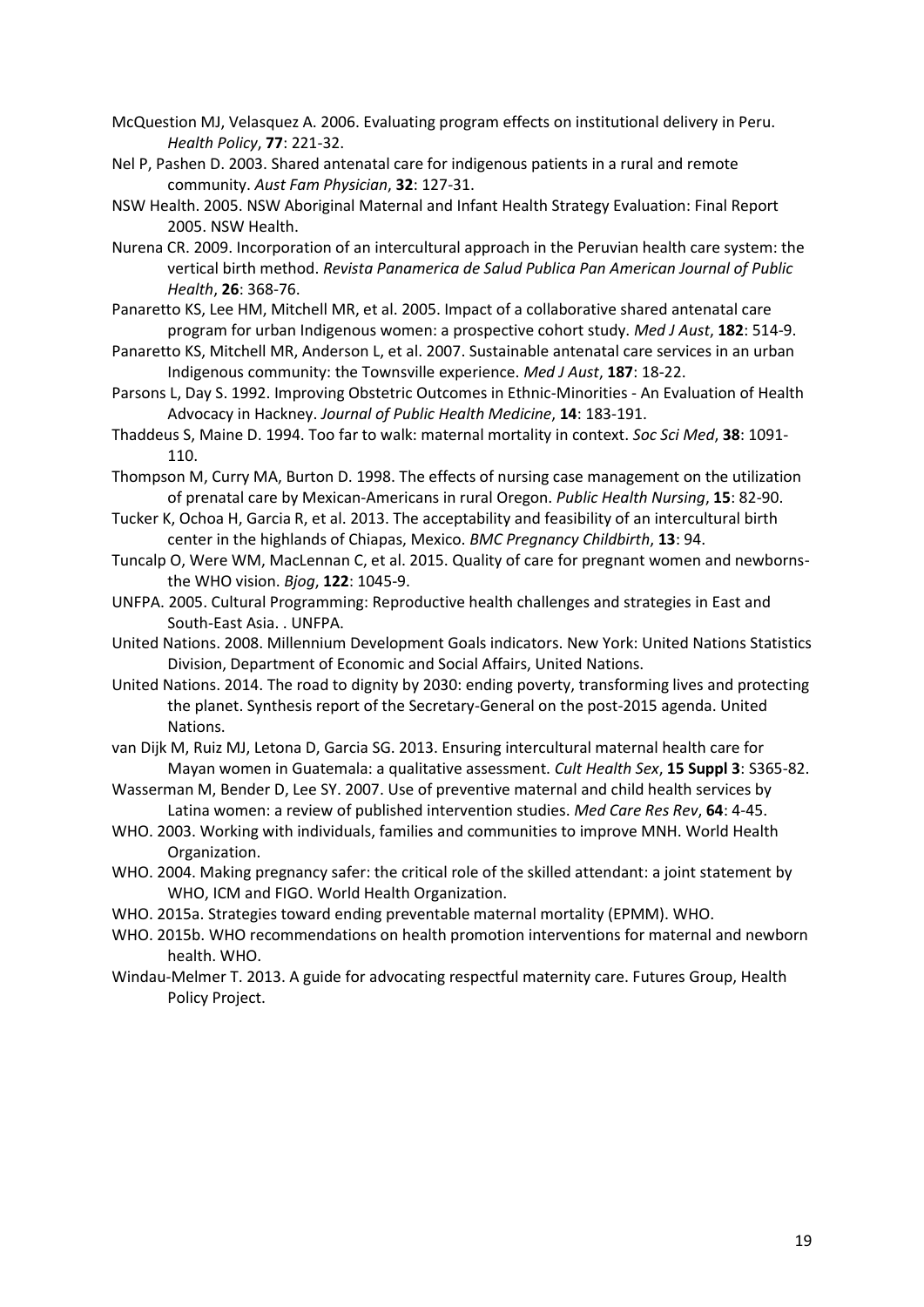McQuestion MJ, Velasquez A. 2006. Evaluating program effects on institutional delivery in Peru. *Health Policy*, **77**: 221-32.

Nel P, Pashen D. 2003. Shared antenatal care for indigenous patients in a rural and remote community. *Aust Fam Physician*, **32**: 127-31.

NSW Health. 2005. NSW Aboriginal Maternal and Infant Health Strategy Evaluation: Final Report 2005. NSW Health.

Nurena CR. 2009. Incorporation of an intercultural approach in the Peruvian health care system: the vertical birth method. *Revista Panamerica de Salud Publica Pan American Journal of Public Health*, **26**: 368-76.

Panaretto KS, Lee HM, Mitchell MR, et al. 2005. Impact of a collaborative shared antenatal care program for urban Indigenous women: a prospective cohort study. *Med J Aust*, **182**: 514-9.

Panaretto KS, Mitchell MR, Anderson L, et al. 2007. Sustainable antenatal care services in an urban Indigenous community: the Townsville experience. *Med J Aust*, **187**: 18-22.

Parsons L, Day S. 1992. Improving Obstetric Outcomes in Ethnic-Minorities - An Evaluation of Health Advocacy in Hackney. *Journal of Public Health Medicine*, **14**: 183-191.

Thaddeus S, Maine D. 1994. Too far to walk: maternal mortality in context. *Soc Sci Med*, **38**: 1091-110.

Thompson M, Curry MA, Burton D. 1998. The effects of nursing case management on the utilization of prenatal care by Mexican-Americans in rural Oregon. *Public Health Nursing*, **15**: 82-90.

Tucker K, Ochoa H, Garcia R, et al. 2013. The acceptability and feasibility of an intercultural birth center in the highlands of Chiapas, Mexico. *BMC Pregnancy Childbirth*, **13**: 94.

Tuncalp O, Were WM, MacLennan C, et al. 2015. Quality of care for pregnant women and newborns-the WHO vision. *Bjog*, **122**: 1045-9.

UNFPA. 2005. Cultural Programming: Reproductive health challenges and strategies in East and South-East Asia. . UNFPA.

United Nations. 2008. Millennium Development Goals indicators. New York: United Nations Statistics Division, Department of Economic and Social Affairs, United Nations.

United Nations. 2014. The road to dignity by 2030: ending poverty, transforming lives and protecting the planet. Synthesis report of the Secretary-General on the post-2015 agenda. United Nations.

van Dijk M, Ruiz MJ, Letona D, Garcia SG. 2013. Ensuring intercultural maternal health care for Mayan women in Guatemala: a qualitative assessment. *Cult Health Sex*, **15 Suppl 3**: S365-82.

Wasserman M, Bender D, Lee SY. 2007. Use of preventive maternal and child health services by Latina women: a review of published intervention studies. *Med Care Res Rev*, **64**: 4-45.

WHO. 2003. Working with individuals, families and communities to improve MNH. World Health Organization.

WHO. 2004. Making pregnancy safer: the critical role of the skilled attendant: a joint statement by WHO, ICM and FIGO. World Health Organization.

WHO. 2015a. Strategies toward ending preventable maternal mortality (EPMM). WHO.

WHO. 2015b. WHO recommendations on health promotion interventions for maternal and newborn health. WHO.

Windau-Melmer T. 2013. A guide for advocating respectful maternity care. Futures Group, Health Policy Project.